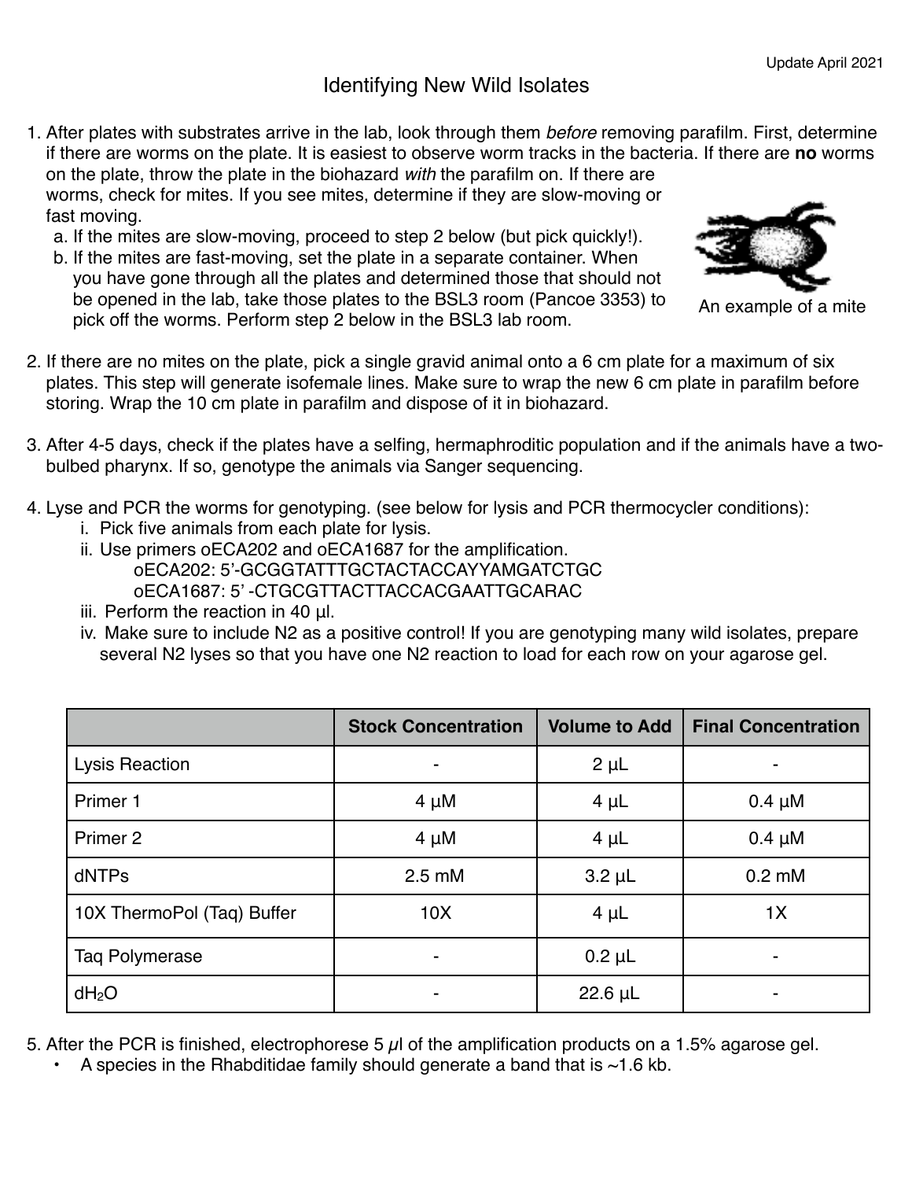Update April 2021

# Identifying New Wild Isolates

1. After plates with substrates arrive in the lab, look through them *before* removing parafilm. First, determine if there are worms on the plate. It is easiest to observe worm tracks in the bacteria. If there are **no** worms on the plate, throw the plate in the biohazard *with* the parafilm on. If there are worms, check for mites. If you see mites, determine if they are slow-moving or fast moving.
   a. If the mites are slow-moving, proceed to step 2 below (but pick quickly!).
   b. If the mites are fast-moving, set the plate in a separate container. When you have gone through all the plates and determined those that should not be opened in the lab, take those plates to the BSL3 room (Pancoe 3353) to pick off the worms. Perform step 2 below in the BSL3 lab room.

An example of a mite

2. If there are no mites on the plate, pick a single gravid animal onto a 6 cm plate for a maximum of six plates. This step will generate isofemale lines. Make sure to wrap the new 6 cm plate in parafilm before storing. Wrap the 10 cm plate in parafilm and dispose of it in biohazard.

3. After 4-5 days, check if the plates have a selfing, hermaphroditic population and if the animals have a two-bulbed pharynx. If so, genotype the animals via Sanger sequencing.

4. Lyse and PCR the worms for genotyping. (see below for lysis and PCR thermocycler conditions):
   i. Pick five animals from each plate for lysis.
   ii. Use primers oECA202 and oECA1687 for the amplification.
      oECA202: 5'-GCGGTATTTGCTACTACCAYYAMGATCTGC
      oECA1687: 5' -CTGCGTTACTTACCACGAATTGCARAC
   iii. Perform the reaction in 40 µl.
   iv. Make sure to include N2 as a positive control! If you are genotyping many wild isolates, prepare several N2 lyses so that you have one N2 reaction to load for each row on your agarose gel.

| | Stock Concentration | Volume to Add | Final Concentration |
|---|---|---|---|
| Lysis Reaction | - | 2 µL | - |
| Primer 1 | 4 µM | 4 µL | 0.4 µM |
| Primer 2 | 4 µM | 4 µL | 0.4 µM |
| dNTPs | 2.5 mM | 3.2 µL | 0.2 mM |
| 10X ThermoPol (Taq) Buffer | 10X | 4 µL | 1X |
| Taq Polymerase | - | 0.2 µL | - |
| $dH_2O$ | - | 22.6 µL | - |

5. After the PCR is finished, electrophorese 5 µl of the amplification products on a 1.5% agarose gel.
   - A species in the Rhabditidae family should generate a band that is ~1.6 kb.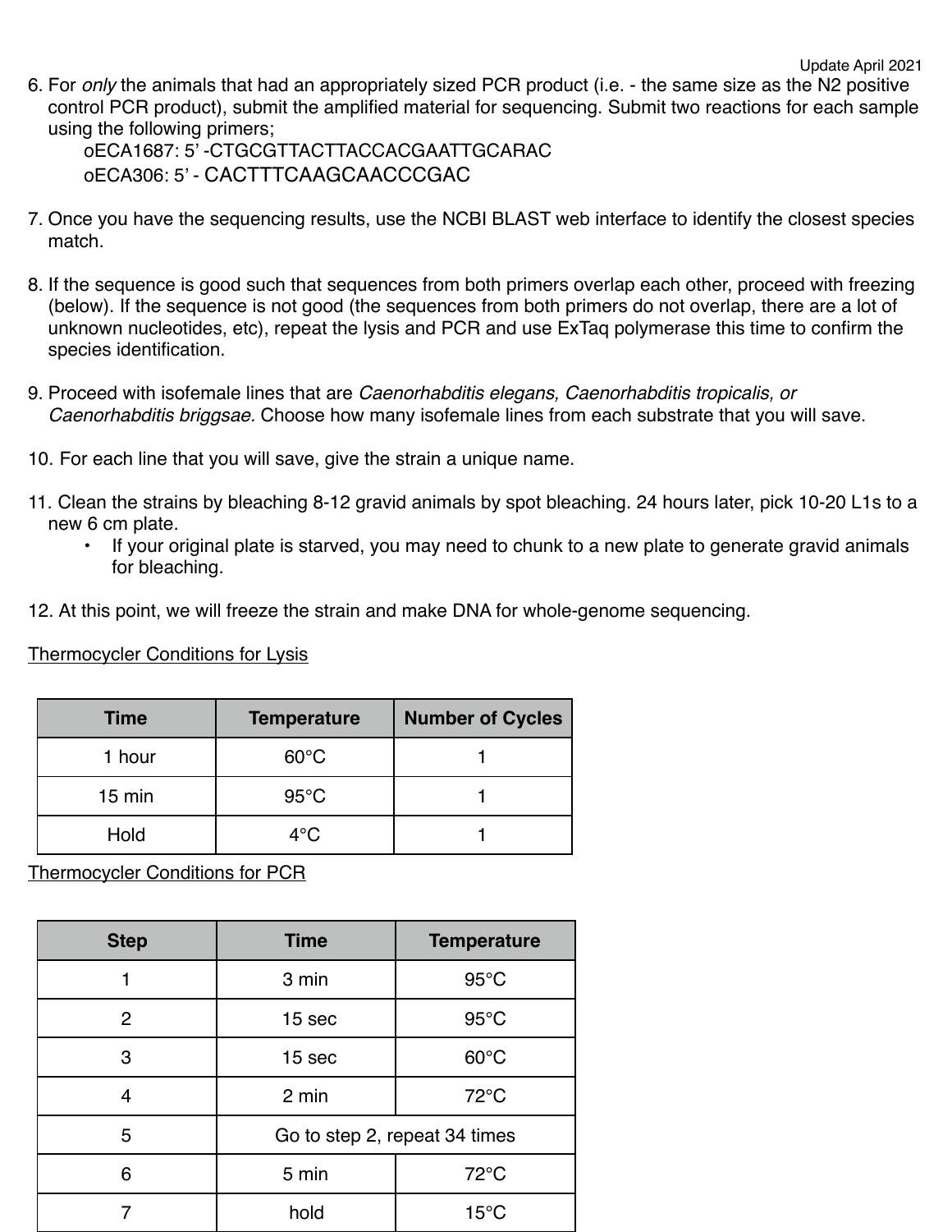6. For *only* the animals that had an appropriately sized PCR product (i.e. - the same size as the N2 positive control PCR product), submit the amplified material for sequencing. Submit two reactions for each sample using the following primers;
   - oECA1687: 5' -CTGCGTTACTTACCACGAATTGCARAC
   - oECA306: 5' - CACTTTCAAGCAACCCGAC

7. Once you have the sequencing results, use the NCBI BLAST web interface to identify the closest species match.

8. If the sequence is good such that sequences from both primers overlap each other, proceed with freezing (below). If the sequence is not good (the sequences from both primers do not overlap, there are a lot of unknown nucleotides, etc), repeat the lysis and PCR and use ExTaq polymerase this time to confirm the species identification.

9. Proceed with isofemale lines that are *Caenorhabditis elegans, Caenorhabditis tropicalis, or Caenorhabditis briggsae.* Choose how many isofemale lines from each substrate that you will save.

10. For each line that you will save, give the strain a unique name.

11. Clean the strains by bleaching 8-12 gravid animals by spot bleaching. 24 hours later, pick 10-20 L1s to a new 6 cm plate.
    - If your original plate is starved, you may need to chunk to a new plate to generate gravid animals for bleaching.

12. At this point, we will freeze the strain and make DNA for whole-genome sequencing.

<u>Thermocycler Conditions for Lysis</u>

| Time | Temperature | Number of Cycles |
|---|---|---|
| 1 hour | 60°C | 1 |
| 15 min | 95°C | 1 |
| Hold | 4°C | 1 |

<u>Thermocycler Conditions for PCR</u>

| Step | Time | Temperature |
|---|---|---|
| 1 | 3 min | 95°C |
| 2 | 15 sec | 95°C |
| 3 | 15 sec | 60°C |
| 4 | 2 min | 72°C |
| 5 | Go to step 2, repeat 34 times | |
| 6 | 5 min | 72°C |
| 7 | hold | 15°C |